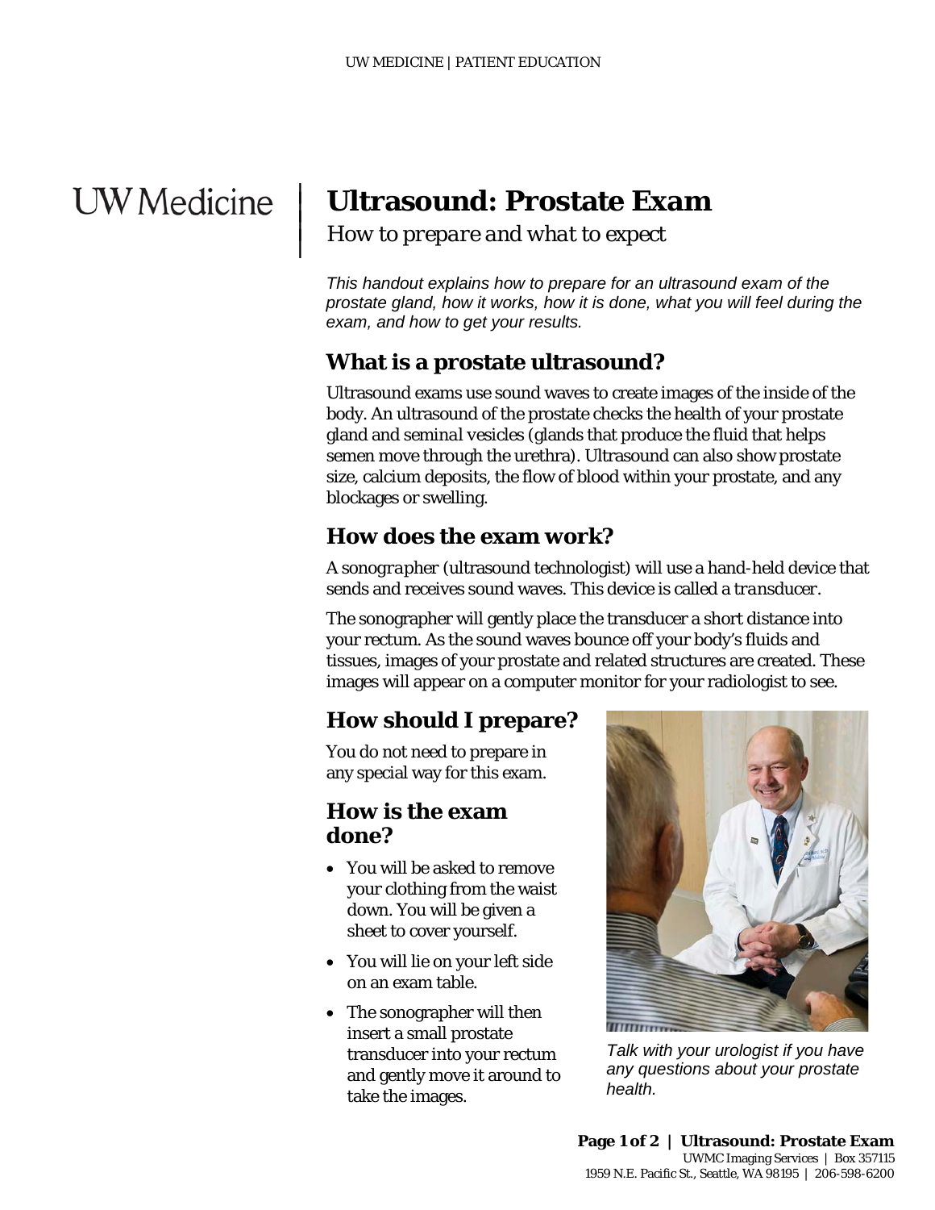# Ultrasound: Prostate Exam

*How to prepare and what to expect*

*This handout explains how to prepare for an ultrasound exam of the prostate gland, how it works, how it is done, what you will feel during the exam, and how to get your results.*

## What is a prostate ultrasound?

Ultrasound exams use sound waves to create images of the inside of the body. An ultrasound of the prostate checks the health of your prostate gland and *seminal vesicles* (glands that produce the fluid that helps semen move through the urethra). Ultrasound can also show prostate size, calcium deposits, the flow of blood within your prostate, and any blockages or swelling.

## How does the exam work?

A *sonographer* (ultrasound technologist) will use a hand-held device that sends and receives sound waves. This device is called a *transducer.*

The sonographer will gently place the transducer a short distance into your rectum. As the sound waves bounce off your body's fluids and tissues, images of your prostate and related structures are created. These images will appear on a computer monitor for your radiologist to see.

## How should I prepare?

You do not need to prepare in any special way for this exam.

## How is the exam done?

- You will be asked to remove your clothing from the waist down. You will be given a sheet to cover yourself.
- You will lie on your left side on an exam table.
- The sonographer will then insert a small prostate transducer into your rectum and gently move it around to take the images.

*Talk with your urologist if you have any questions about your prostate health.*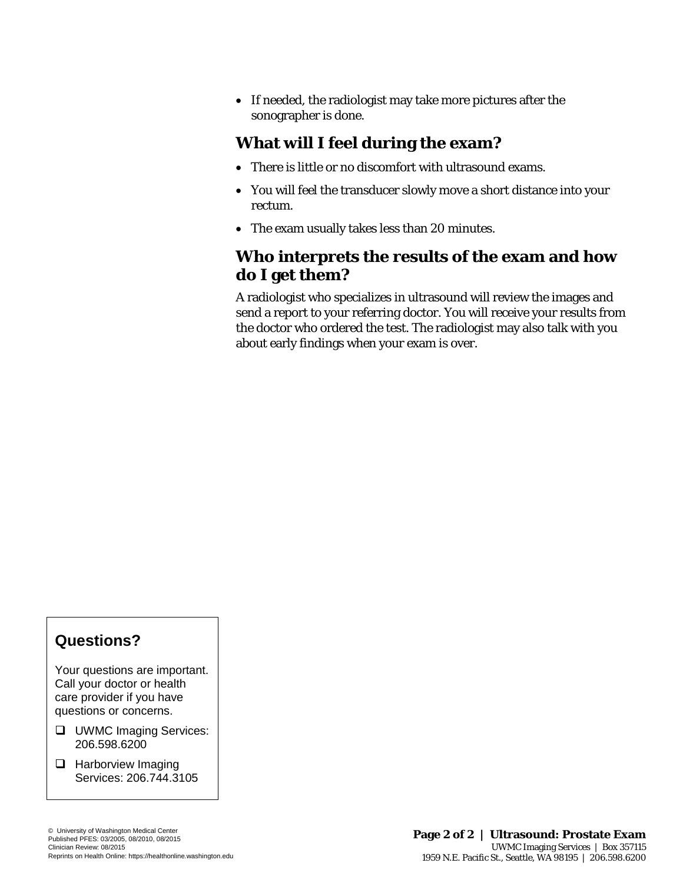- If needed, the radiologist may take more pictures after the sonographer is done.

## What will I feel during the exam?

- There is little or no discomfort with ultrasound exams.
- You will feel the transducer slowly move a short distance into your rectum.
- The exam usually takes less than 20 minutes.

## Who interprets the results of the exam and how do I get them?

A radiologist who specializes in ultrasound will review the images and send a report to your referring doctor. You will receive your results from the doctor who ordered the test. The radiologist may also talk with you about early findings when your exam is over.

### Questions?

Your questions are important. Call your doctor or health care provider if you have questions or concerns.

- ❑ UWMC Imaging Services: 206.598.6200
- ❑ Harborview Imaging Services: 206.744.3105

© University of Washington Medical Center
Published PFES: 03/2005, 08/2010, 08/2015
Clinician Review: 08/2015
Reprints on Health Online: https://healthonline.washington.edu

UWMC Imaging Services | Box 357115
1959 N.E. Pacific St., Seattle, WA 98195 | 206.598.6200